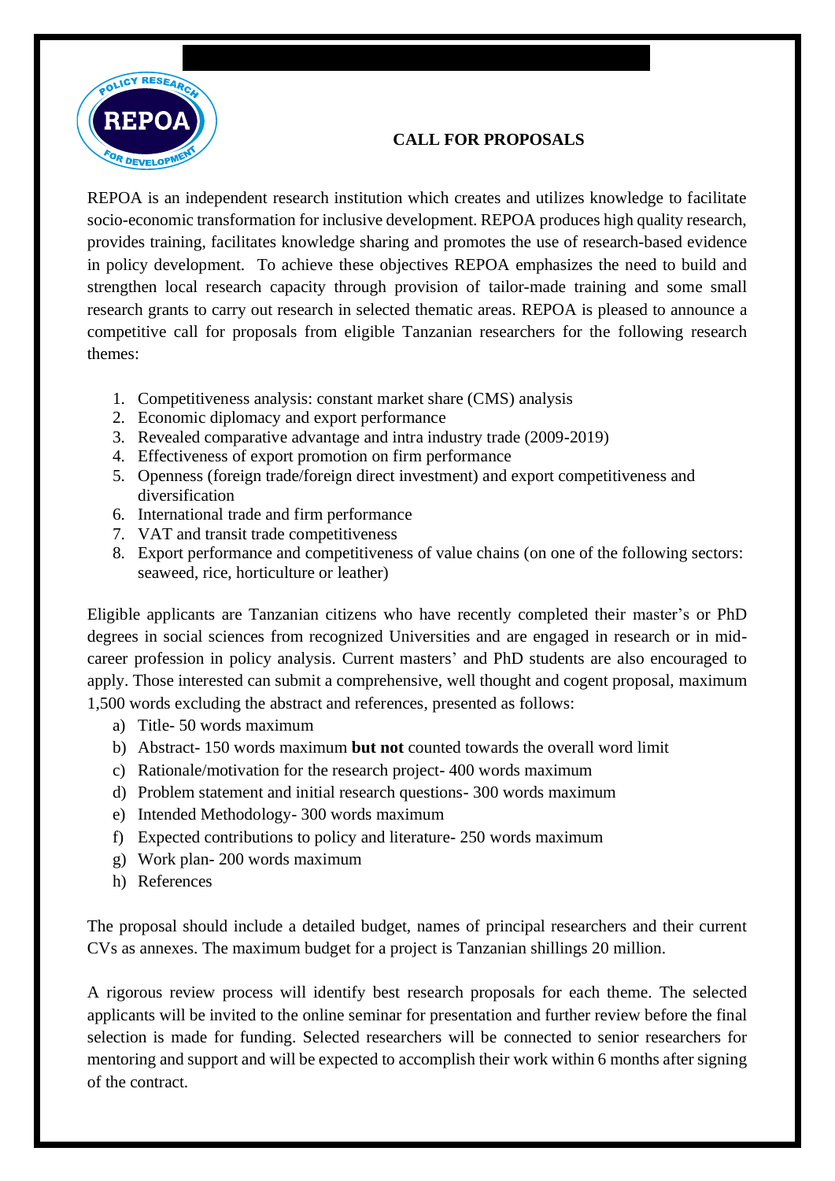# CALL FOR PROPOSALS

REPOA is an independent research institution which creates and utilizes knowledge to facilitate socio-economic transformation for inclusive development. REPOA produces high quality research, provides training, facilitates knowledge sharing and promotes the use of research-based evidence in policy development. To achieve these objectives REPOA emphasizes the need to build and strengthen local research capacity through provision of tailor-made training and some small research grants to carry out research in selected thematic areas. REPOA is pleased to announce a competitive call for proposals from eligible Tanzanian researchers for the following research themes:

1. Competitiveness analysis: constant market share (CMS) analysis
2. Economic diplomacy and export performance
3. Revealed comparative advantage and intra industry trade (2009-2019)
4. Effectiveness of export promotion on firm performance
5. Openness (foreign trade/foreign direct investment) and export competitiveness and diversification
6. International trade and firm performance
7. VAT and transit trade competitiveness
8. Export performance and competitiveness of value chains (on one of the following sectors: seaweed, rice, horticulture or leather)

Eligible applicants are Tanzanian citizens who have recently completed their master's or PhD degrees in social sciences from recognized Universities and are engaged in research or in mid-career profession in policy analysis. Current masters' and PhD students are also encouraged to apply. Those interested can submit a comprehensive, well thought and cogent proposal, maximum 1,500 words excluding the abstract and references, presented as follows:

a) Title- 50 words maximum
b) Abstract- 150 words maximum **but not** counted towards the overall word limit
c) Rationale/motivation for the research project- 400 words maximum
d) Problem statement and initial research questions- 300 words maximum
e) Intended Methodology- 300 words maximum
f) Expected contributions to policy and literature- 250 words maximum
g) Work plan- 200 words maximum
h) References

The proposal should include a detailed budget, names of principal researchers and their current CVs as annexes. The maximum budget for a project is Tanzanian shillings 20 million.

A rigorous review process will identify best research proposals for each theme. The selected applicants will be invited to the online seminar for presentation and further review before the final selection is made for funding. Selected researchers will be connected to senior researchers for mentoring and support and will be expected to accomplish their work within 6 months after signing of the contract.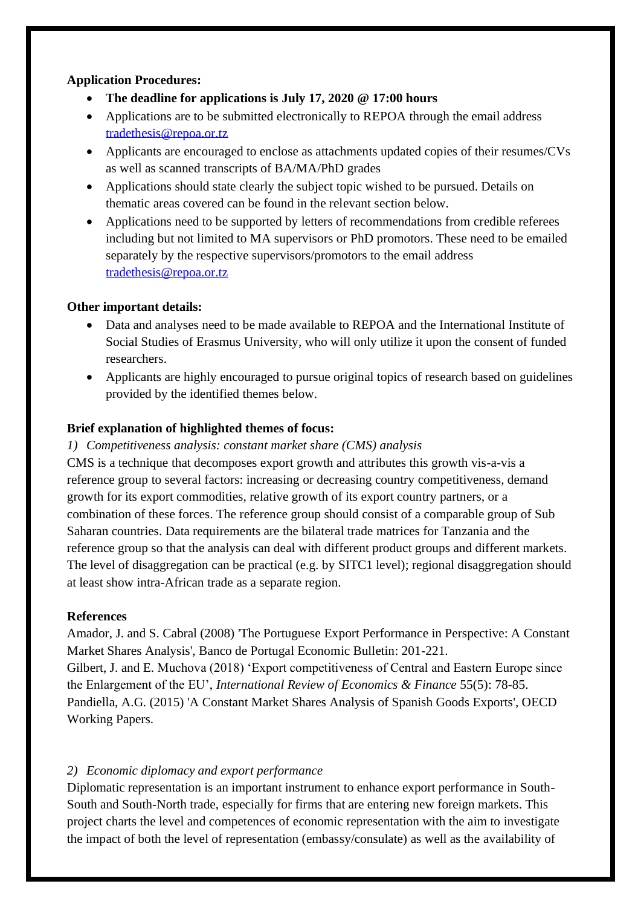**Application Procedures:**

- **The deadline for applications is July 17, 2020 @ 17:00 hours**
- Applications are to be submitted electronically to REPOA through the email address tradethesis@repoa.or.tz
- Applicants are encouraged to enclose as attachments updated copies of their resumes/CVs as well as scanned transcripts of BA/MA/PhD grades
- Applications should state clearly the subject topic wished to be pursued. Details on thematic areas covered can be found in the relevant section below.
- Applications need to be supported by letters of recommendations from credible referees including but not limited to MA supervisors or PhD promotors. These need to be emailed separately by the respective supervisors/promotors to the email address tradethesis@repoa.or.tz

**Other important details:**

- Data and analyses need to be made available to REPOA and the International Institute of Social Studies of Erasmus University, who will only utilize it upon the consent of funded researchers.
- Applicants are highly encouraged to pursue original topics of research based on guidelines provided by the identified themes below.

**Brief explanation of highlighted themes of focus:**

*1) Competitiveness analysis: constant market share (CMS) analysis*

CMS is a technique that decomposes export growth and attributes this growth vis-a-vis a reference group to several factors: increasing or decreasing country competitiveness, demand growth for its export commodities, relative growth of its export country partners, or a combination of these forces. The reference group should consist of a comparable group of Sub Saharan countries. Data requirements are the bilateral trade matrices for Tanzania and the reference group so that the analysis can deal with different product groups and different markets. The level of disaggregation can be practical (e.g. by SITC1 level); regional disaggregation should at least show intra-African trade as a separate region.

**References**

Amador, J. and S. Cabral (2008) 'The Portuguese Export Performance in Perspective: A Constant Market Shares Analysis', Banco de Portugal Economic Bulletin: 201-221.
Gilbert, J. and E. Muchova (2018) 'Export competitiveness of Central and Eastern Europe since the Enlargement of the EU', *International Review of Economics & Finance* 55(5): 78-85.
Pandiella, A.G. (2015) 'A Constant Market Shares Analysis of Spanish Goods Exports', OECD Working Papers.

*2) Economic diplomacy and export performance*

Diplomatic representation is an important instrument to enhance export performance in South-South and South-North trade, especially for firms that are entering new foreign markets. This project charts the level and competences of economic representation with the aim to investigate the impact of both the level of representation (embassy/consulate) as well as the availability of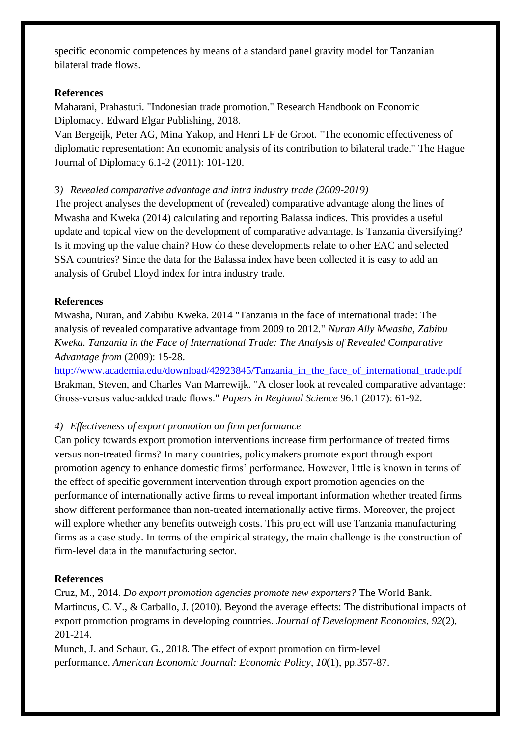specific economic competences by means of a standard panel gravity model for Tanzanian bilateral trade flows.

**References**

Maharani, Prahastuti. "Indonesian trade promotion." Research Handbook on Economic Diplomacy. Edward Elgar Publishing, 2018.
Van Bergeijk, Peter AG, Mina Yakop, and Henri LF de Groot. "The economic effectiveness of diplomatic representation: An economic analysis of its contribution to bilateral trade." The Hague Journal of Diplomacy 6.1-2 (2011): 101-120.

*3) Revealed comparative advantage and intra industry trade (2009-2019)*

The project analyses the development of (revealed) comparative advantage along the lines of Mwasha and Kweka (2014) calculating and reporting Balassa indices. This provides a useful update and topical view on the development of comparative advantage. Is Tanzania diversifying? Is it moving up the value chain? How do these developments relate to other EAC and selected SSA countries? Since the data for the Balassa index have been collected it is easy to add an analysis of Grubel Lloyd index for intra industry trade.

**References**

Mwasha, Nuran, and Zabibu Kweka. 2014 "Tanzania in the face of international trade: The analysis of revealed comparative advantage from 2009 to 2012." *Nuran Ally Mwasha, Zabibu Kweka. Tanzania in the Face of International Trade: The Analysis of Revealed Comparative Advantage from* (2009): 15-28.
http://www.academia.edu/download/42923845/Tanzania_in_the_face_of_international_trade.pdf
Brakman, Steven, and Charles Van Marrewijk. "A closer look at revealed comparative advantage: Gross-versus value-added trade flows." *Papers in Regional Science* 96.1 (2017): 61-92.

*4) Effectiveness of export promotion on firm performance*

Can policy towards export promotion interventions increase firm performance of treated firms versus non-treated firms? In many countries, policymakers promote export through export promotion agency to enhance domestic firms' performance. However, little is known in terms of the effect of specific government intervention through export promotion agencies on the performance of internationally active firms to reveal important information whether treated firms show different performance than non-treated internationally active firms. Moreover, the project will explore whether any benefits outweigh costs. This project will use Tanzania manufacturing firms as a case study. In terms of the empirical strategy, the main challenge is the construction of firm-level data in the manufacturing sector.

**References**

Cruz, M., 2014. *Do export promotion agencies promote new exporters?* The World Bank.
Martincus, C. V., & Carballo, J. (2010). Beyond the average effects: The distributional impacts of export promotion programs in developing countries. *Journal of Development Economics*, *92*(2), 201-214.
Munch, J. and Schaur, G., 2018. The effect of export promotion on firm-level performance. *American Economic Journal: Economic Policy*, *10*(1), pp.357-87.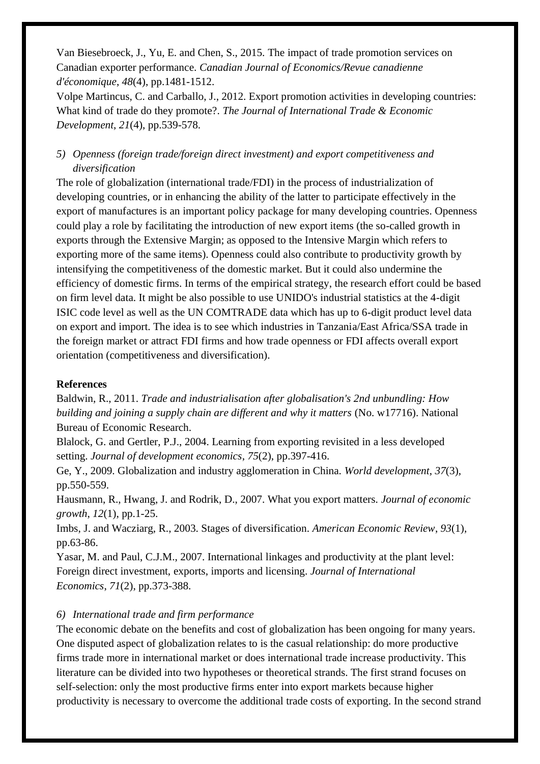Van Biesebroeck, J., Yu, E. and Chen, S., 2015. The impact of trade promotion services on Canadian exporter performance. *Canadian Journal of Economics/Revue canadienne d'économique*, *48*(4), pp.1481-1512.

Volpe Martincus, C. and Carballo, J., 2012. Export promotion activities in developing countries: What kind of trade do they promote?. *The Journal of International Trade & Economic Development*, *21*(4), pp.539-578.

*5) Openness (foreign trade/foreign direct investment) and export competitiveness and diversification*

The role of globalization (international trade/FDI) in the process of industrialization of developing countries, or in enhancing the ability of the latter to participate effectively in the export of manufactures is an important policy package for many developing countries. Openness could play a role by facilitating the introduction of new export items (the so-called growth in exports through the Extensive Margin; as opposed to the Intensive Margin which refers to exporting more of the same items). Openness could also contribute to productivity growth by intensifying the competitiveness of the domestic market. But it could also undermine the efficiency of domestic firms. In terms of the empirical strategy, the research effort could be based on firm level data. It might be also possible to use UNIDO's industrial statistics at the 4-digit ISIC code level as well as the UN COMTRADE data which has up to 6-digit product level data on export and import. The idea is to see which industries in Tanzania/East Africa/SSA trade in the foreign market or attract FDI firms and how trade openness or FDI affects overall export orientation (competitiveness and diversification).

**References**

Baldwin, R., 2011. *Trade and industrialisation after globalisation's 2nd unbundling: How building and joining a supply chain are different and why it matters* (No. w17716). National Bureau of Economic Research.

Blalock, G. and Gertler, P.J., 2004. Learning from exporting revisited in a less developed setting. *Journal of development economics*, *75*(2), pp.397-416.

Ge, Y., 2009. Globalization and industry agglomeration in China. *World development*, *37*(3), pp.550-559.

Hausmann, R., Hwang, J. and Rodrik, D., 2007. What you export matters. *Journal of economic growth*, *12*(1), pp.1-25.

Imbs, J. and Wacziarg, R., 2003. Stages of diversification. *American Economic Review*, *93*(1), pp.63-86.

Yasar, M. and Paul, C.J.M., 2007. International linkages and productivity at the plant level: Foreign direct investment, exports, imports and licensing. *Journal of International Economics*, *71*(2), pp.373-388.

*6) International trade and firm performance*

The economic debate on the benefits and cost of globalization has been ongoing for many years. One disputed aspect of globalization relates to is the casual relationship: do more productive firms trade more in international market or does international trade increase productivity. This literature can be divided into two hypotheses or theoretical strands. The first strand focuses on self-selection: only the most productive firms enter into export markets because higher productivity is necessary to overcome the additional trade costs of exporting. In the second strand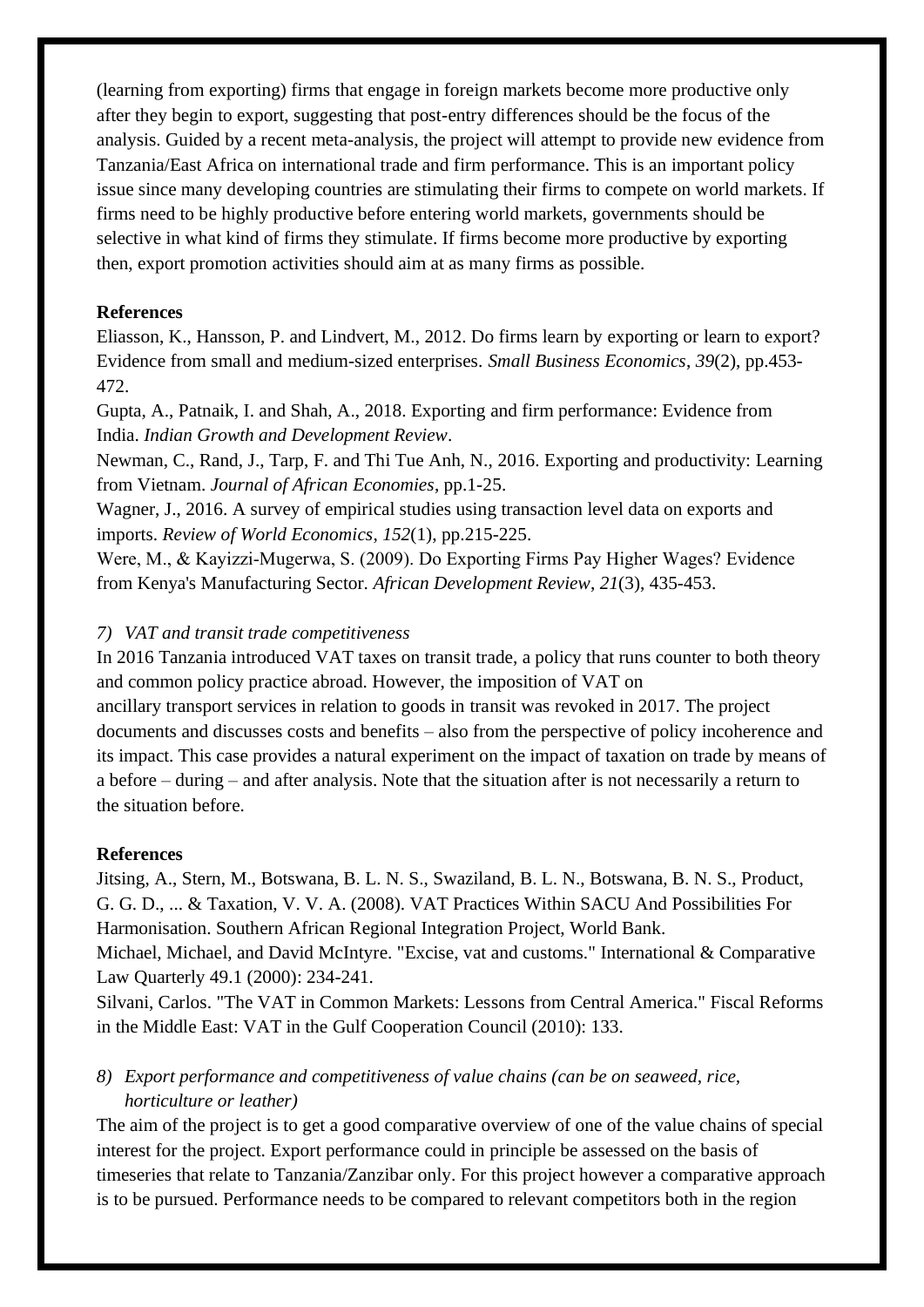(learning from exporting) firms that engage in foreign markets become more productive only after they begin to export, suggesting that post-entry differences should be the focus of the analysis. Guided by a recent meta-analysis, the project will attempt to provide new evidence from Tanzania/East Africa on international trade and firm performance. This is an important policy issue since many developing countries are stimulating their firms to compete on world markets. If firms need to be highly productive before entering world markets, governments should be selective in what kind of firms they stimulate. If firms become more productive by exporting then, export promotion activities should aim at as many firms as possible.

**References**

Eliasson, K., Hansson, P. and Lindvert, M., 2012. Do firms learn by exporting or learn to export? Evidence from small and medium-sized enterprises. *Small Business Economics*, *39*(2), pp.453-472.

Gupta, A., Patnaik, I. and Shah, A., 2018. Exporting and firm performance: Evidence from India. *Indian Growth and Development Review*.

Newman, C., Rand, J., Tarp, F. and Thi Tue Anh, N., 2016. Exporting and productivity: Learning from Vietnam. *Journal of African Economies*, pp.1-25.

Wagner, J., 2016. A survey of empirical studies using transaction level data on exports and imports. *Review of World Economics*, *152*(1), pp.215-225.

Were, M., & Kayizzi-Mugerwa, S. (2009). Do Exporting Firms Pay Higher Wages? Evidence from Kenya's Manufacturing Sector. *African Development Review*, *21*(3), 435-453.

*7) VAT and transit trade competitiveness*

In 2016 Tanzania introduced VAT taxes on transit trade, a policy that runs counter to both theory and common policy practice abroad. However, the imposition of VAT on ancillary transport services in relation to goods in transit was revoked in 2017. The project documents and discusses costs and benefits – also from the perspective of policy incoherence and its impact. This case provides a natural experiment on the impact of taxation on trade by means of a before – during – and after analysis. Note that the situation after is not necessarily a return to the situation before.

**References**

Jitsing, A., Stern, M., Botswana, B. L. N. S., Swaziland, B. L. N., Botswana, B. N. S., Product, G. G. D., ... & Taxation, V. V. A. (2008). VAT Practices Within SACU And Possibilities For Harmonisation. Southern African Regional Integration Project, World Bank.

Michael, Michael, and David McIntyre. "Excise, vat and customs." International & Comparative Law Quarterly 49.1 (2000): 234-241.

Silvani, Carlos. "The VAT in Common Markets: Lessons from Central America." Fiscal Reforms in the Middle East: VAT in the Gulf Cooperation Council (2010): 133.

*8) Export performance and competitiveness of value chains (can be on seaweed, rice, horticulture or leather)*

The aim of the project is to get a good comparative overview of one of the value chains of special interest for the project. Export performance could in principle be assessed on the basis of timeseries that relate to Tanzania/Zanzibar only. For this project however a comparative approach is to be pursued. Performance needs to be compared to relevant competitors both in the region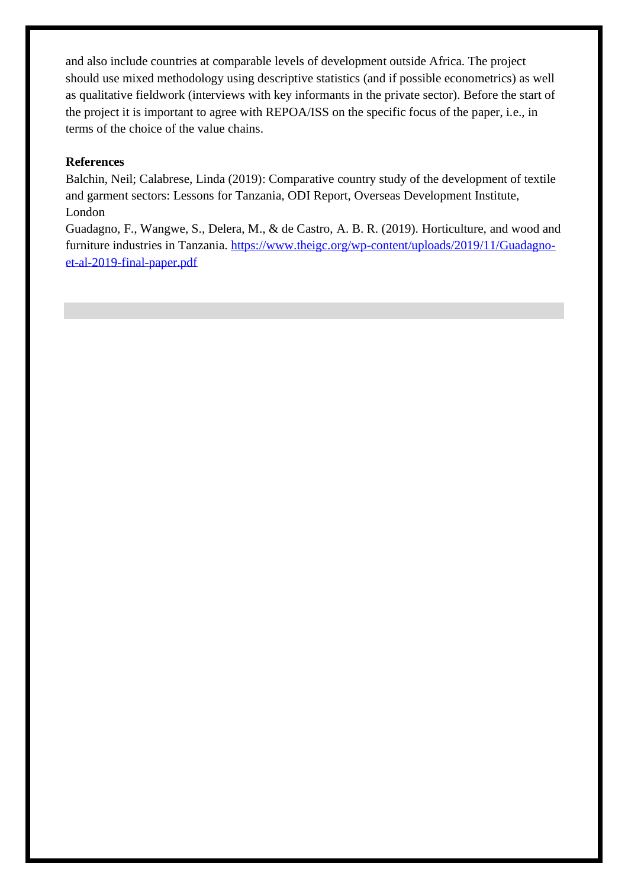and also include countries at comparable levels of development outside Africa. The project should use mixed methodology using descriptive statistics (and if possible econometrics) as well as qualitative fieldwork (interviews with key informants in the private sector). Before the start of the project it is important to agree with REPOA/ISS on the specific focus of the paper, i.e., in terms of the choice of the value chains.

**References**

Balchin, Neil; Calabrese, Linda (2019): Comparative country study of the development of textile and garment sectors: Lessons for Tanzania, ODI Report, Overseas Development Institute, London

Guadagno, F., Wangwe, S., Delera, M., & de Castro, A. B. R. (2019). Horticulture, and wood and furniture industries in Tanzania. https://www.theigc.org/wp-content/uploads/2019/11/Guadagno-et-al-2019-final-paper.pdf